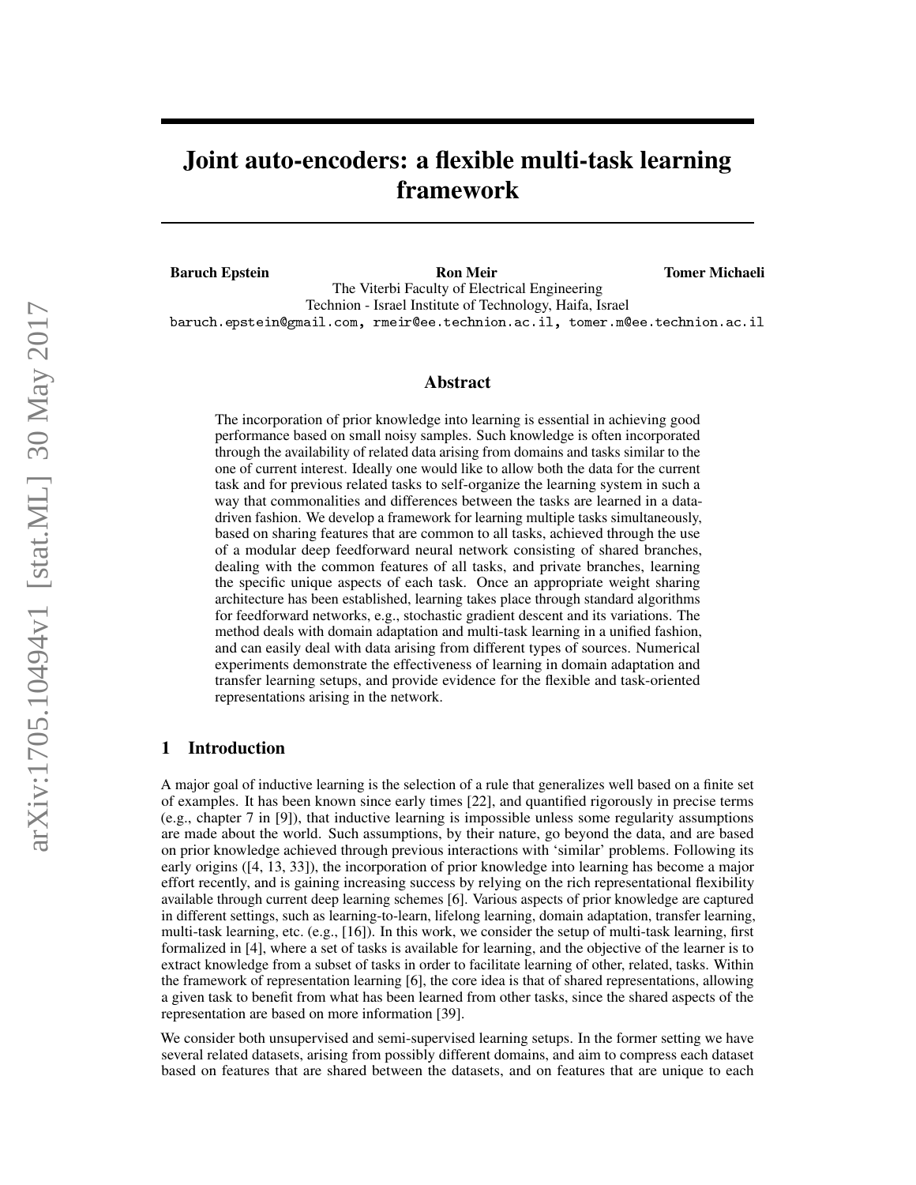# Joint auto-encoders: a flexible multi-task learning framework

**Baruch Epstein** **Ron Meir** **Tomer Michaeli**

The Viterbi Faculty of Electrical Engineering
Technion - Israel Institute of Technology, Haifa, Israel
baruch.epstein@gmail.com, rmeir@ee.technion.ac.il, tomer.m@ee.technion.ac.il

## Abstract

The incorporation of prior knowledge into learning is essential in achieving good performance based on small noisy samples. Such knowledge is often incorporated through the availability of related data arising from domains and tasks similar to the one of current interest. Ideally one would like to allow both the data for the current task and for previous related tasks to self-organize the learning system in such a way that commonalities and differences between the tasks are learned in a data-driven fashion. We develop a framework for learning multiple tasks simultaneously, based on sharing features that are common to all tasks, achieved through the use of a modular deep feedforward neural network consisting of shared branches, dealing with the common features of all tasks, and private branches, learning the specific unique aspects of each task. Once an appropriate weight sharing architecture has been established, learning takes place through standard algorithms for feedforward networks, e.g., stochastic gradient descent and its variations. The method deals with domain adaptation and multi-task learning in a unified fashion, and can easily deal with data arising from different types of sources. Numerical experiments demonstrate the effectiveness of learning in domain adaptation and transfer learning setups, and provide evidence for the flexible and task-oriented representations arising in the network.

## 1 Introduction

A major goal of inductive learning is the selection of a rule that generalizes well based on a finite set of examples. It has been known since early times [22], and quantified rigorously in precise terms (e.g., chapter 7 in [9]), that inductive learning is impossible unless some regularity assumptions are made about the world. Such assumptions, by their nature, go beyond the data, and are based on prior knowledge achieved through previous interactions with 'similar' problems. Following its early origins ([4, 13, 33]), the incorporation of prior knowledge into learning has become a major effort recently, and is gaining increasing success by relying on the rich representational flexibility available through current deep learning schemes [6]. Various aspects of prior knowledge are captured in different settings, such as learning-to-learn, lifelong learning, domain adaptation, transfer learning, multi-task learning, etc. (e.g., [16]). In this work, we consider the setup of multi-task learning, first formalized in [4], where a set of tasks is available for learning, and the objective of the learner is to extract knowledge from a subset of tasks in order to facilitate learning of other, related, tasks. Within the framework of representation learning [6], the core idea is that of shared representations, allowing a given task to benefit from what has been learned from other tasks, since the shared aspects of the representation are based on more information [39].

We consider both unsupervised and semi-supervised learning setups. In the former setting we have several related datasets, arising from possibly different domains, and aim to compress each dataset based on features that are shared between the datasets, and on features that are unique to each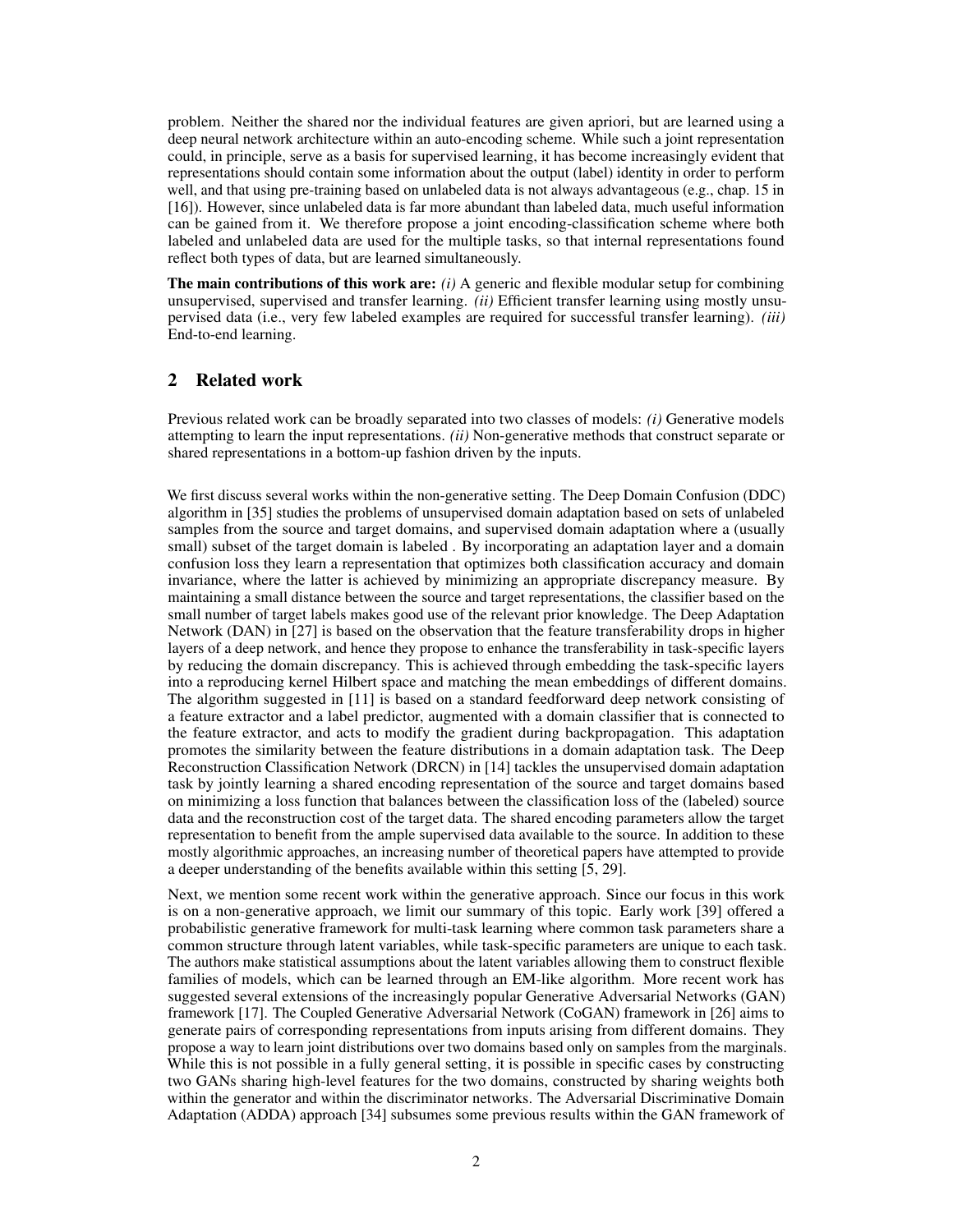problem. Neither the shared nor the individual features are given apriori, but are learned using a deep neural network architecture within an auto-encoding scheme. While such a joint representation could, in principle, serve as a basis for supervised learning, it has become increasingly evident that representations should contain some information about the output (label) identity in order to perform well, and that using pre-training based on unlabeled data is not always advantageous (e.g., chap. 15 in [16]). However, since unlabeled data is far more abundant than labeled data, much useful information can be gained from it. We therefore propose a joint encoding-classification scheme where both labeled and unlabeled data are used for the multiple tasks, so that internal representations found reflect both types of data, but are learned simultaneously.

**The main contributions of this work are:** *(i)* A generic and flexible modular setup for combining unsupervised, supervised and transfer learning. *(ii)* Efficient transfer learning using mostly unsupervised data (i.e., very few labeled examples are required for successful transfer learning). *(iii)* End-to-end learning.

## 2 Related work

Previous related work can be broadly separated into two classes of models: *(i)* Generative models attempting to learn the input representations. *(ii)* Non-generative methods that construct separate or shared representations in a bottom-up fashion driven by the inputs.

We first discuss several works within the non-generative setting. The Deep Domain Confusion (DDC) algorithm in [35] studies the problems of unsupervised domain adaptation based on sets of unlabeled samples from the source and target domains, and supervised domain adaptation where a (usually small) subset of the target domain is labeled . By incorporating an adaptation layer and a domain confusion loss they learn a representation that optimizes both classification accuracy and domain invariance, where the latter is achieved by minimizing an appropriate discrepancy measure. By maintaining a small distance between the source and target representations, the classifier based on the small number of target labels makes good use of the relevant prior knowledge. The Deep Adaptation Network (DAN) in [27] is based on the observation that the feature transferability drops in higher layers of a deep network, and hence they propose to enhance the transferability in task-specific layers by reducing the domain discrepancy. This is achieved through embedding the task-specific layers into a reproducing kernel Hilbert space and matching the mean embeddings of different domains. The algorithm suggested in [11] is based on a standard feedforward deep network consisting of a feature extractor and a label predictor, augmented with a domain classifier that is connected to the feature extractor, and acts to modify the gradient during backpropagation. This adaptation promotes the similarity between the feature distributions in a domain adaptation task. The Deep Reconstruction Classification Network (DRCN) in [14] tackles the unsupervised domain adaptation task by jointly learning a shared encoding representation of the source and target domains based on minimizing a loss function that balances between the classification loss of the (labeled) source data and the reconstruction cost of the target data. The shared encoding parameters allow the target representation to benefit from the ample supervised data available to the source. In addition to these mostly algorithmic approaches, an increasing number of theoretical papers have attempted to provide a deeper understanding of the benefits available within this setting [5, 29].

Next, we mention some recent work within the generative approach. Since our focus in this work is on a non-generative approach, we limit our summary of this topic. Early work [39] offered a probabilistic generative framework for multi-task learning where common task parameters share a common structure through latent variables, while task-specific parameters are unique to each task. The authors make statistical assumptions about the latent variables allowing them to construct flexible families of models, which can be learned through an EM-like algorithm. More recent work has suggested several extensions of the increasingly popular Generative Adversarial Networks (GAN) framework [17]. The Coupled Generative Adversarial Network (CoGAN) framework in [26] aims to generate pairs of corresponding representations from inputs arising from different domains. They propose a way to learn joint distributions over two domains based only on samples from the marginals. While this is not possible in a fully general setting, it is possible in specific cases by constructing two GANs sharing high-level features for the two domains, constructed by sharing weights both within the generator and within the discriminator networks. The Adversarial Discriminative Domain Adaptation (ADDA) approach [34] subsumes some previous results within the GAN framework of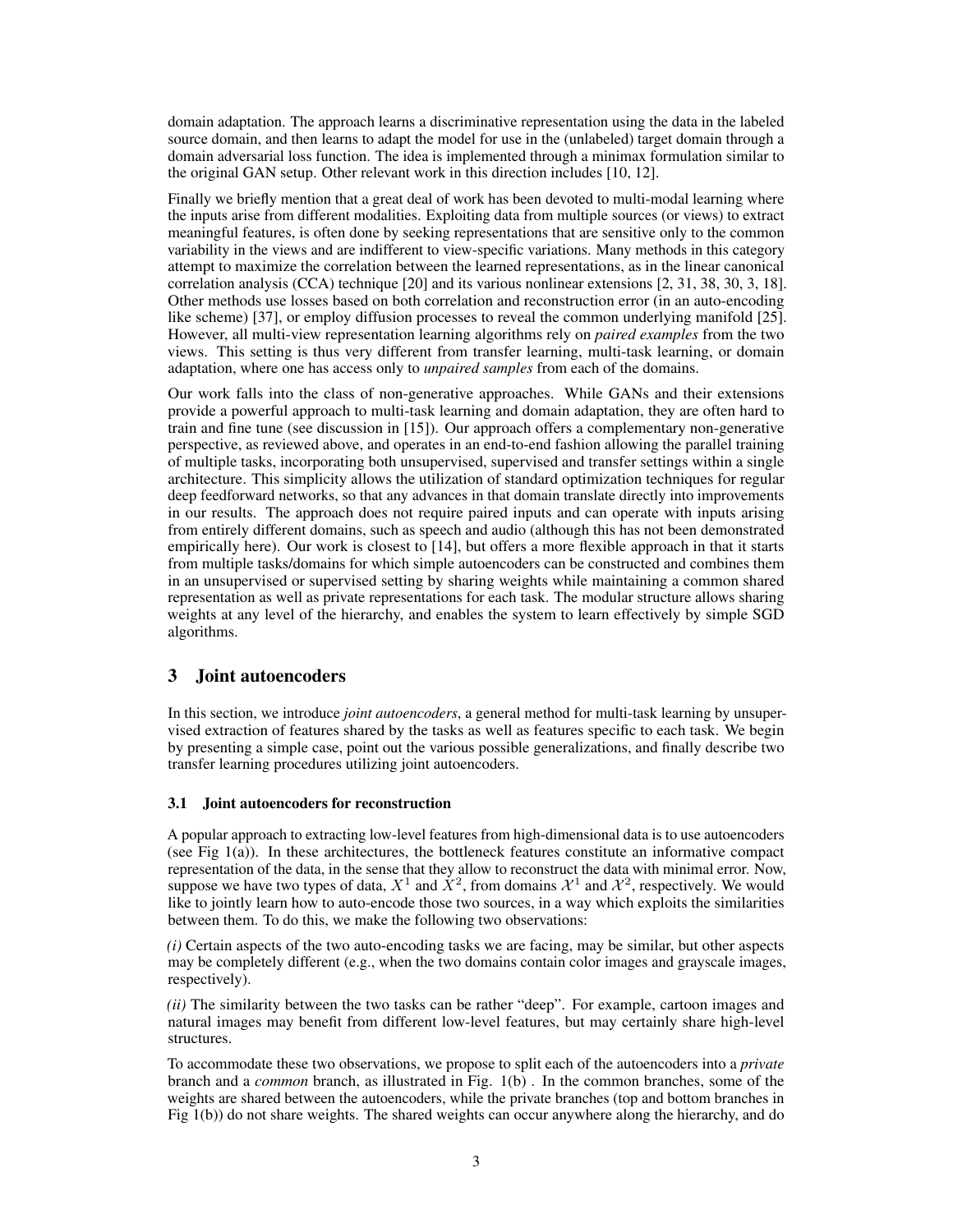domain adaptation. The approach learns a discriminative representation using the data in the labeled source domain, and then learns to adapt the model for use in the (unlabeled) target domain through a domain adversarial loss function. The idea is implemented through a minimax formulation similar to the original GAN setup. Other relevant work in this direction includes [10, 12].

Finally we briefly mention that a great deal of work has been devoted to multi-modal learning where the inputs arise from different modalities. Exploiting data from multiple sources (or views) to extract meaningful features, is often done by seeking representations that are sensitive only to the common variability in the views and are indifferent to view-specific variations. Many methods in this category attempt to maximize the correlation between the learned representations, as in the linear canonical correlation analysis (CCA) technique [20] and its various nonlinear extensions [2, 31, 38, 30, 3, 18]. Other methods use losses based on both correlation and reconstruction error (in an auto-encoding like scheme) [37], or employ diffusion processes to reveal the common underlying manifold [25]. However, all multi-view representation learning algorithms rely on *paired examples* from the two views. This setting is thus very different from transfer learning, multi-task learning, or domain adaptation, where one has access only to *unpaired samples* from each of the domains.

Our work falls into the class of non-generative approaches. While GANs and their extensions provide a powerful approach to multi-task learning and domain adaptation, they are often hard to train and fine tune (see discussion in [15]). Our approach offers a complementary non-generative perspective, as reviewed above, and operates in an end-to-end fashion allowing the parallel training of multiple tasks, incorporating both unsupervised, supervised and transfer settings within a single architecture. This simplicity allows the utilization of standard optimization techniques for regular deep feedforward networks, so that any advances in that domain translate directly into improvements in our results. The approach does not require paired inputs and can operate with inputs arising from entirely different domains, such as speech and audio (although this has not been demonstrated empirically here). Our work is closest to [14], but offers a more flexible approach in that it starts from multiple tasks/domains for which simple autoencoders can be constructed and combines them in an unsupervised or supervised setting by sharing weights while maintaining a common shared representation as well as private representations for each task. The modular structure allows sharing weights at any level of the hierarchy, and enables the system to learn effectively by simple SGD algorithms.

## 3 Joint autoencoders

In this section, we introduce *joint autoencoders*, a general method for multi-task learning by unsupervised extraction of features shared by the tasks as well as features specific to each task. We begin by presenting a simple case, point out the various possible generalizations, and finally describe two transfer learning procedures utilizing joint autoencoders.

### 3.1 Joint autoencoders for reconstruction

A popular approach to extracting low-level features from high-dimensional data is to use autoencoders (see Fig 1(a)). In these architectures, the bottleneck features constitute an informative compact representation of the data, in the sense that they allow to reconstruct the data with minimal error. Now, suppose we have two types of data, $X^1$ and $X^2$, from domains $\mathcal{X}^1$ and $\mathcal{X}^2$, respectively. We would like to jointly learn how to auto-encode those two sources, in a way which exploits the similarities between them. To do this, we make the following two observations:

*(i)* Certain aspects of the two auto-encoding tasks we are facing, may be similar, but other aspects may be completely different (e.g., when the two domains contain color images and grayscale images, respectively).

*(ii)* The similarity between the two tasks can be rather "deep". For example, cartoon images and natural images may benefit from different low-level features, but may certainly share high-level structures.

To accommodate these two observations, we propose to split each of the autoencoders into a *private* branch and a *common* branch, as illustrated in Fig. 1(b) . In the common branches, some of the weights are shared between the autoencoders, while the private branches (top and bottom branches in Fig 1(b)) do not share weights. The shared weights can occur anywhere along the hierarchy, and do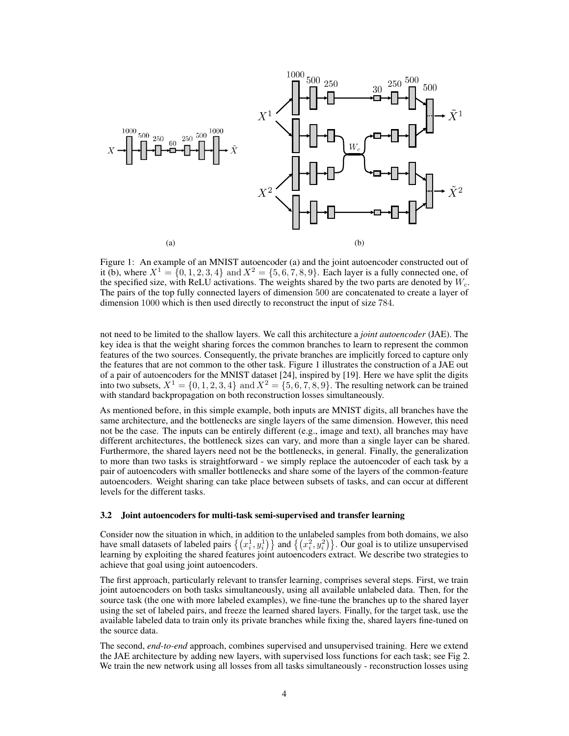Figure 1: An example of an MNIST autoencoder (a) and the joint autoencoder constructed out of it (b), where $X^1 = \{0, 1, 2, 3, 4\}$ and $X^2 = \{5, 6, 7, 8, 9\}$. Each layer is a fully connected one, of the specified size, with ReLU activations. The weights shared by the two parts are denoted by $W_c$. The pairs of the top fully connected layers of dimension 500 are concatenated to create a layer of dimension 1000 which is then used directly to reconstruct the input of size 784.

not need to be limited to the shallow layers. We call this architecture a *joint autoencoder* (JAE). The key idea is that the weight sharing forces the common branches to learn to represent the common features of the two sources. Consequently, the private branches are implicitly forced to capture only the features that are not common to the other task. Figure 1 illustrates the construction of a JAE out of a pair of autoencoders for the MNIST dataset [24], inspired by [19]. Here we have split the digits into two subsets, $X^1 = \{0, 1, 2, 3, 4\}$ and $X^2 = \{5, 6, 7, 8, 9\}$. The resulting network can be trained with standard backpropagation on both reconstruction losses simultaneously.

As mentioned before, in this simple example, both inputs are MNIST digits, all branches have the same architecture, and the bottlenecks are single layers of the same dimension. However, this need not be the case. The inputs can be entirely different (e.g., image and text), all branches may have different architectures, the bottleneck sizes can vary, and more than a single layer can be shared. Furthermore, the shared layers need not be the bottlenecks, in general. Finally, the generalization to more than two tasks is straightforward - we simply replace the autoencoder of each task by a pair of autoencoders with smaller bottlenecks and share some of the layers of the common-feature autoencoders. Weight sharing can take place between subsets of tasks, and can occur at different levels for the different tasks.

### 3.2 Joint autoencoders for multi-task semi-supervised and transfer learning

Consider now the situation in which, in addition to the unlabeled samples from both domains, we also have small datasets of labeled pairs $\left\{\left(x_i^1, y_i^1\right)\right\}$ and $\left\{\left(x_i^2, y_i^2\right)\right\}$. Our goal is to utilize unsupervised learning by exploiting the shared features joint autoencoders extract. We describe two strategies to achieve that goal using joint autoencoders.

The first approach, particularly relevant to transfer learning, comprises several steps. First, we train joint autoencoders on both tasks simultaneously, using all available unlabeled data. Then, for the source task (the one with more labeled examples), we fine-tune the branches up to the shared layer using the set of labeled pairs, and freeze the learned shared layers. Finally, for the target task, use the available labeled data to train only its private branches while fixing the, shared layers fine-tuned on the source data.

The second, *end-to-end* approach, combines supervised and unsupervised training. Here we extend the JAE architecture by adding new layers, with supervised loss functions for each task; see Fig 2. We train the new network using all losses from all tasks simultaneously - reconstruction losses using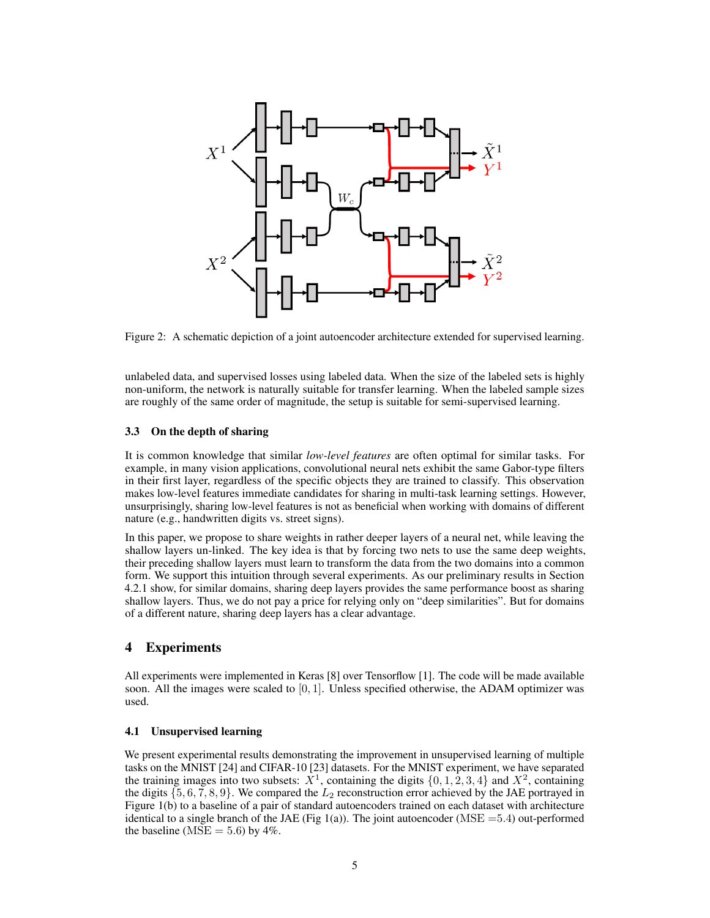Figure 2: A schematic depiction of a joint autoencoder architecture extended for supervised learning.

unlabeled data, and supervised losses using labeled data. When the size of the labeled sets is highly non-uniform, the network is naturally suitable for transfer learning. When the labeled sample sizes are roughly of the same order of magnitude, the setup is suitable for semi-supervised learning.

### 3.3 On the depth of sharing

It is common knowledge that similar *low-level features* are often optimal for similar tasks. For example, in many vision applications, convolutional neural nets exhibit the same Gabor-type filters in their first layer, regardless of the specific objects they are trained to classify. This observation makes low-level features immediate candidates for sharing in multi-task learning settings. However, unsurprisingly, sharing low-level features is not as beneficial when working with domains of different nature (e.g., handwritten digits vs. street signs).

In this paper, we propose to share weights in rather deeper layers of a neural net, while leaving the shallow layers un-linked. The key idea is that by forcing two nets to use the same deep weights, their preceding shallow layers must learn to transform the data from the two domains into a common form. We support this intuition through several experiments. As our preliminary results in Section 4.2.1 show, for similar domains, sharing deep layers provides the same performance boost as sharing shallow layers. Thus, we do not pay a price for relying only on "deep similarities". But for domains of a different nature, sharing deep layers has a clear advantage.

## 4 Experiments

All experiments were implemented in Keras [8] over Tensorflow [1]. The code will be made available soon. All the images were scaled to $[0, 1]$. Unless specified otherwise, the ADAM optimizer was used.

### 4.1 Unsupervised learning

We present experimental results demonstrating the improvement in unsupervised learning of multiple tasks on the MNIST [24] and CIFAR-10 [23] datasets. For the MNIST experiment, we have separated the training images into two subsets: $X^1$, containing the digits $\{0, 1, 2, 3, 4\}$ and $X^2$, containing the digits $\{5, 6, 7, 8, 9\}$. We compared the $L_2$ reconstruction error achieved by the JAE portrayed in Figure 1(b) to a baseline of a pair of standard autoencoders trained on each dataset with architecture identical to a single branch of the JAE (Fig 1(a)). The joint autoencoder (MSE $=5.4$) out-performed the baseline (MSE $= 5.6$) by $4\%$.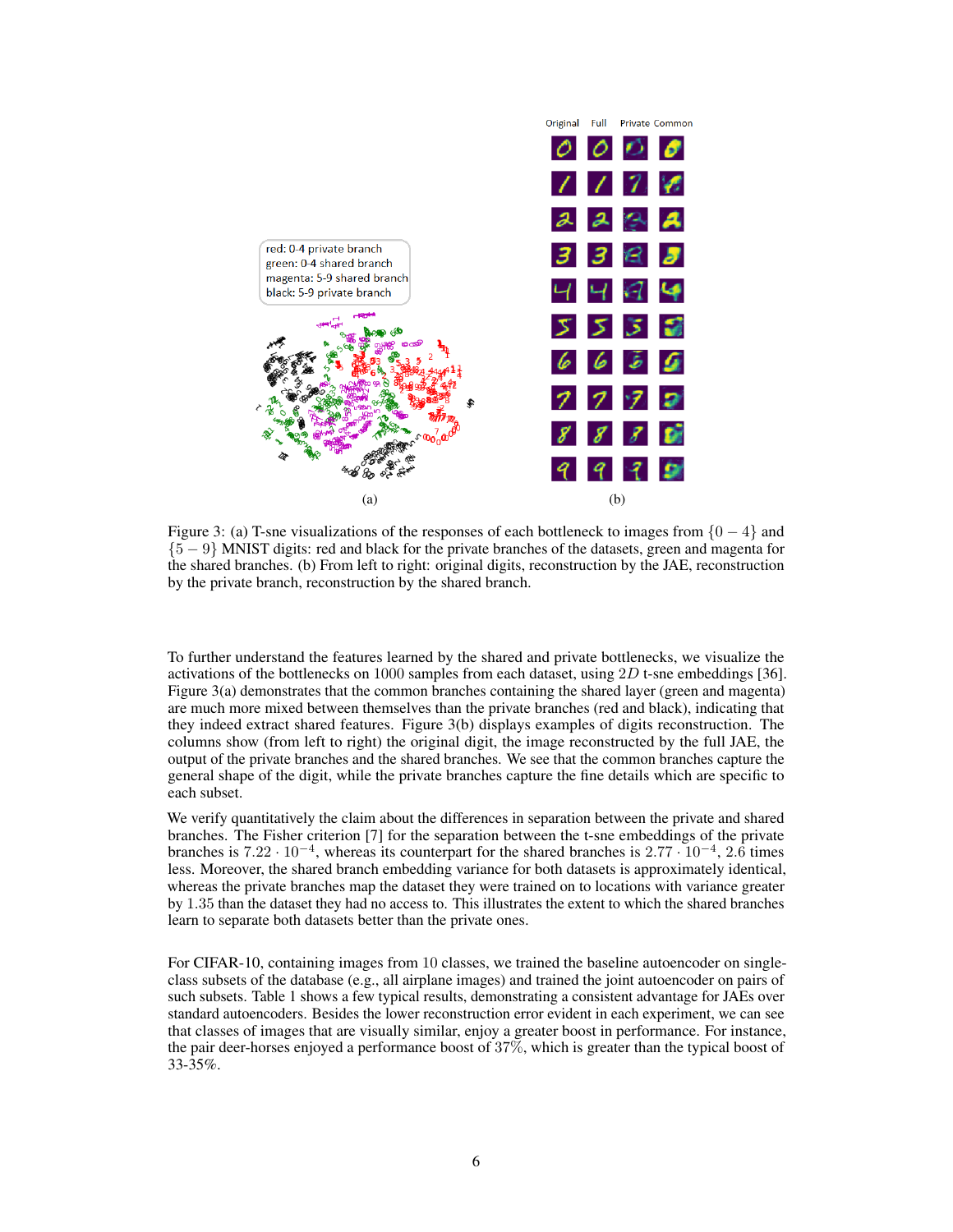Figure 3: (a) T-sne visualizations of the responses of each bottleneck to images from $\{0-4\}$ and $\{5-9\}$ MNIST digits: red and black for the private branches of the datasets, green and magenta for the shared branches. (b) From left to right: original digits, reconstruction by the JAE, reconstruction by the private branch, reconstruction by the shared branch.

To further understand the features learned by the shared and private bottlenecks, we visualize the activations of the bottlenecks on 1000 samples from each dataset, using $2D$ t-sne embeddings [36]. Figure 3(a) demonstrates that the common branches containing the shared layer (green and magenta) are much more mixed between themselves than the private branches (red and black), indicating that they indeed extract shared features. Figure 3(b) displays examples of digits reconstruction. The columns show (from left to right) the original digit, the image reconstructed by the full JAE, the output of the private branches and the shared branches. We see that the common branches capture the general shape of the digit, while the private branches capture the fine details which are specific to each subset.

We verify quantitatively the claim about the differences in separation between the private and shared branches. The Fisher criterion [7] for the separation between the t-sne embeddings of the private branches is $7.22 \cdot 10^{-4}$, whereas its counterpart for the shared branches is $2.77 \cdot 10^{-4}$, 2.6 times less. Moreover, the shared branch embedding variance for both datasets is approximately identical, whereas the private branches map the dataset they were trained on to locations with variance greater by 1.35 than the dataset they had no access to. This illustrates the extent to which the shared branches learn to separate both datasets better than the private ones.

For CIFAR-10, containing images from 10 classes, we trained the baseline autoencoder on single-class subsets of the database (e.g., all airplane images) and trained the joint autoencoder on pairs of such subsets. Table 1 shows a few typical results, demonstrating a consistent advantage for JAEs over standard autoencoders. Besides the lower reconstruction error evident in each experiment, we can see that classes of images that are visually similar, enjoy a greater boost in performance. For instance, the pair deer-horses enjoyed a performance boost of 37%, which is greater than the typical boost of 33-35%.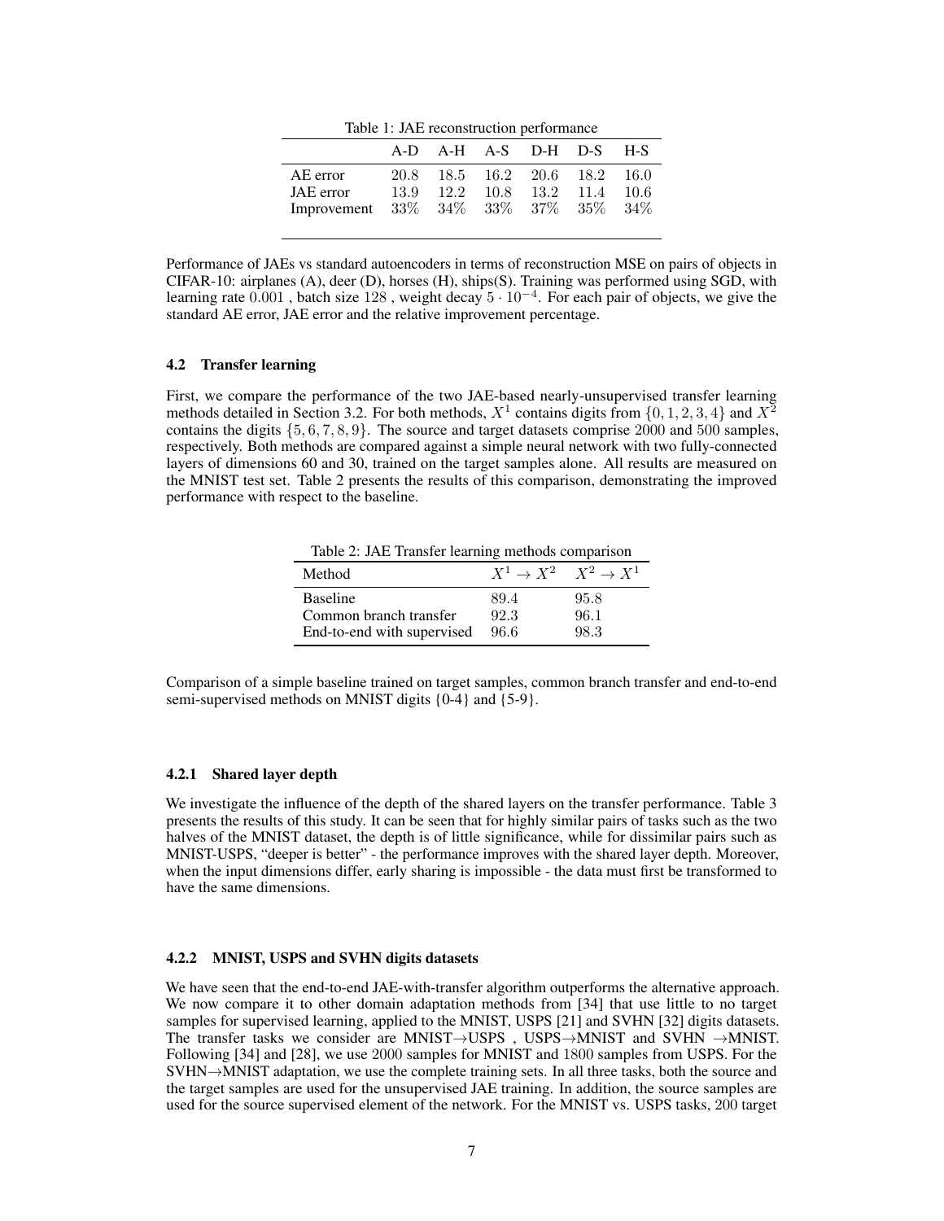Table 1: JAE reconstruction performance

| | A-D | A-H | A-S | D-H | D-S | H-S |
|---|---|---|---|---|---|---|
| AE error | 20.8 | 18.5 | 16.2 | 20.6 | 18.2 | 16.0 |
| JAE error | 13.9 | 12.2 | 10.8 | 13.2 | 11.4 | 10.6 |
| Improvement | 33% | 34% | 33% | 37% | 35% | 34% |

Performance of JAEs vs standard autoencoders in terms of reconstruction MSE on pairs of objects in CIFAR-10: airplanes (A), deer (D), horses (H), ships(S). Training was performed using SGD, with learning rate $0.001$ , batch size $128$ , weight decay $5 \cdot 10^{-4}$. For each pair of objects, we give the standard AE error, JAE error and the relative improvement percentage.

### 4.2 Transfer learning

First, we compare the performance of the two JAE-based nearly-unsupervised transfer learning methods detailed in Section 3.2. For both methods, $X^1$ contains digits from $\{0, 1, 2, 3, 4\}$ and $X^2$ contains the digits $\{5, 6, 7, 8, 9\}$. The source and target datasets comprise $2000$ and $500$ samples, respectively. Both methods are compared against a simple neural network with two fully-connected layers of dimensions 60 and 30, trained on the target samples alone. All results are measured on the MNIST test set. Table 2 presents the results of this comparison, demonstrating the improved performance with respect to the baseline.

Table 2: JAE Transfer learning methods comparison

| Method | $X^1 \rightarrow X^2$ | $X^2 \rightarrow X^1$ |
|---|---|---|
| Baseline | 89.4 | 95.8 |
| Common branch transfer | 92.3 | 96.1 |
| End-to-end with supervised | 96.6 | 98.3 |

Comparison of a simple baseline trained on target samples, common branch transfer and end-to-end semi-supervised methods on MNIST digits {0-4} and {5-9}.

#### 4.2.1 Shared layer depth

We investigate the influence of the depth of the shared layers on the transfer performance. Table 3 presents the results of this study. It can be seen that for highly similar pairs of tasks such as the two halves of the MNIST dataset, the depth is of little significance, while for dissimilar pairs such as MNIST-USPS, "deeper is better" - the performance improves with the shared layer depth. Moreover, when the input dimensions differ, early sharing is impossible - the data must first be transformed to have the same dimensions.

#### 4.2.2 MNIST, USPS and SVHN digits datasets

We have seen that the end-to-end JAE-with-transfer algorithm outperforms the alternative approach. We now compare it to other domain adaptation methods from [34] that use little to no target samples for supervised learning, applied to the MNIST, USPS [21] and SVHN [32] digits datasets. The transfer tasks we consider are MNIST→USPS , USPS→MNIST and SVHN →MNIST. Following [34] and [28], we use 2000 samples for MNIST and 1800 samples from USPS. For the SVHN→MNIST adaptation, we use the complete training sets. In all three tasks, both the source and the target samples are used for the unsupervised JAE training. In addition, the source samples are used for the source supervised element of the network. For the MNIST vs. USPS tasks, 200 target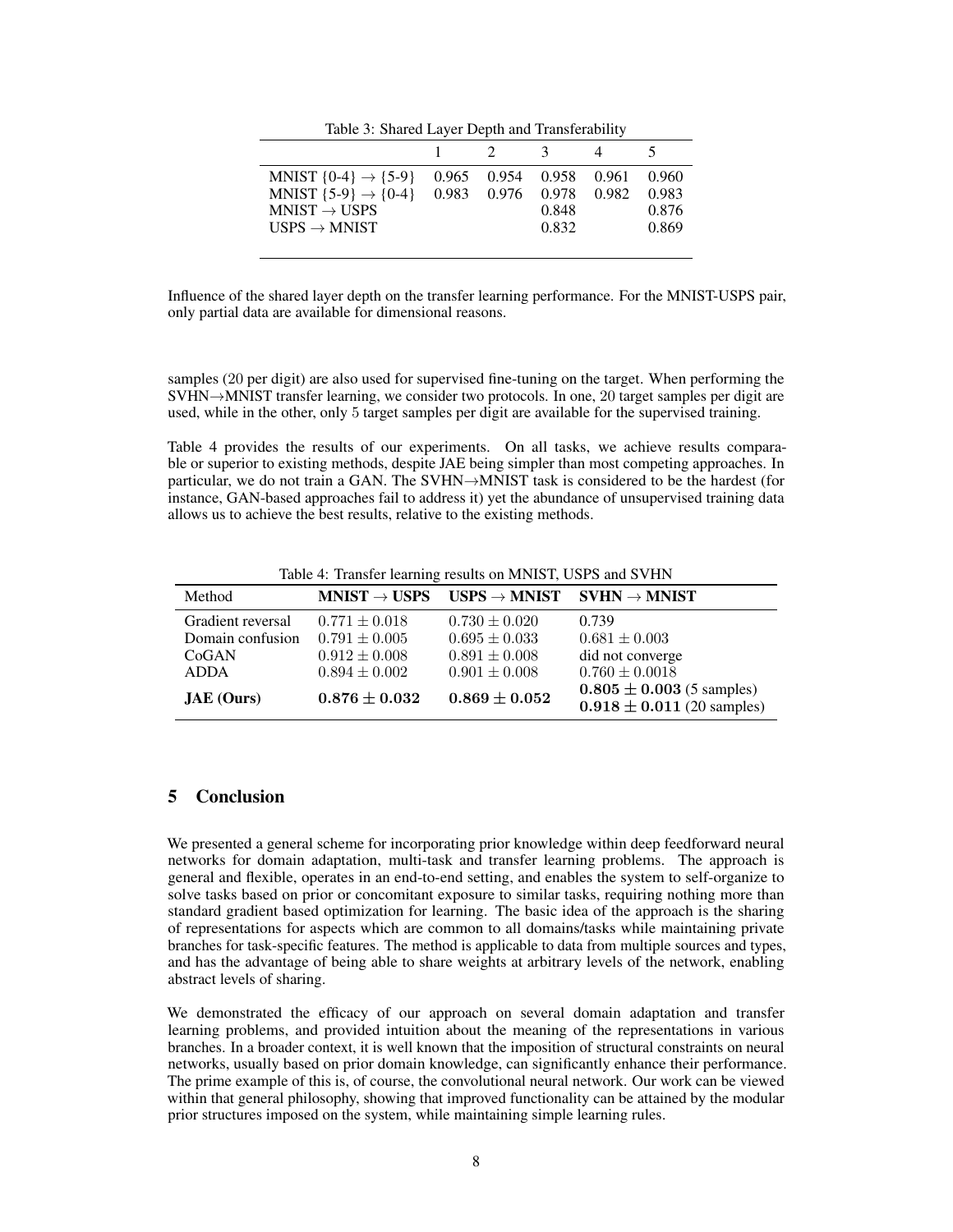Table 3: Shared Layer Depth and Transferability

| | 1 | 2 | 3 | 4 | 5 |
|---|---|---|---|---|---|
| MNIST {0-4} → {5-9} | 0.965 | 0.954 | 0.958 | 0.961 | 0.960 |
| MNIST {5-9} → {0-4} | 0.983 | 0.976 | 0.978 | 0.982 | 0.983 |
| MNIST → USPS | | | 0.848 | | 0.876 |
| USPS → MNIST | | | 0.832 | | 0.869 |

Influence of the shared layer depth on the transfer learning performance. For the MNIST-USPS pair, only partial data are available for dimensional reasons.

samples (20 per digit) are also used for supervised fine-tuning on the target. When performing the SVHN→MNIST transfer learning, we consider two protocols. In one, 20 target samples per digit are used, while in the other, only 5 target samples per digit are available for the supervised training.

Table 4 provides the results of our experiments. On all tasks, we achieve results comparable or superior to existing methods, despite JAE being simpler than most competing approaches. In particular, we do not train a GAN. The SVHN→MNIST task is considered to be the hardest (for instance, GAN-based approaches fail to address it) yet the abundance of unsupervised training data allows us to achieve the best results, relative to the existing methods.

Table 4: Transfer learning results on MNIST, USPS and SVHN

| Method | **MNIST → USPS** | **USPS → MNIST** | **SVHN → MNIST** |
|---|---|---|---|
| Gradient reversal | $0.771 \pm 0.018$ | $0.730 \pm 0.020$ | 0.739 |
| Domain confusion | $0.791 \pm 0.005$ | $0.695 \pm 0.033$ | $0.681 \pm 0.003$ |
| CoGAN | $0.912 \pm 0.008$ | $0.891 \pm 0.008$ | did not converge |
| ADDA | $0.894 \pm 0.002$ | $0.901 \pm 0.008$ | $0.760 \pm 0.0018$ |
| **JAE (Ours)** | $\mathbf{0.876 \pm 0.032}$ | $\mathbf{0.869 \pm 0.052}$ | $\mathbf{0.805 \pm 0.003}$ (5 samples) $\mathbf{0.918 \pm 0.011}$ (20 samples) |

## 5 Conclusion

We presented a general scheme for incorporating prior knowledge within deep feedforward neural networks for domain adaptation, multi-task and transfer learning problems. The approach is general and flexible, operates in an end-to-end setting, and enables the system to self-organize to solve tasks based on prior or concomitant exposure to similar tasks, requiring nothing more than standard gradient based optimization for learning. The basic idea of the approach is the sharing of representations for aspects which are common to all domains/tasks while maintaining private branches for task-specific features. The method is applicable to data from multiple sources and types, and has the advantage of being able to share weights at arbitrary levels of the network, enabling abstract levels of sharing.

We demonstrated the efficacy of our approach on several domain adaptation and transfer learning problems, and provided intuition about the meaning of the representations in various branches. In a broader context, it is well known that the imposition of structural constraints on neural networks, usually based on prior domain knowledge, can significantly enhance their performance. The prime example of this is, of course, the convolutional neural network. Our work can be viewed within that general philosophy, showing that improved functionality can be attained by the modular prior structures imposed on the system, while maintaining simple learning rules.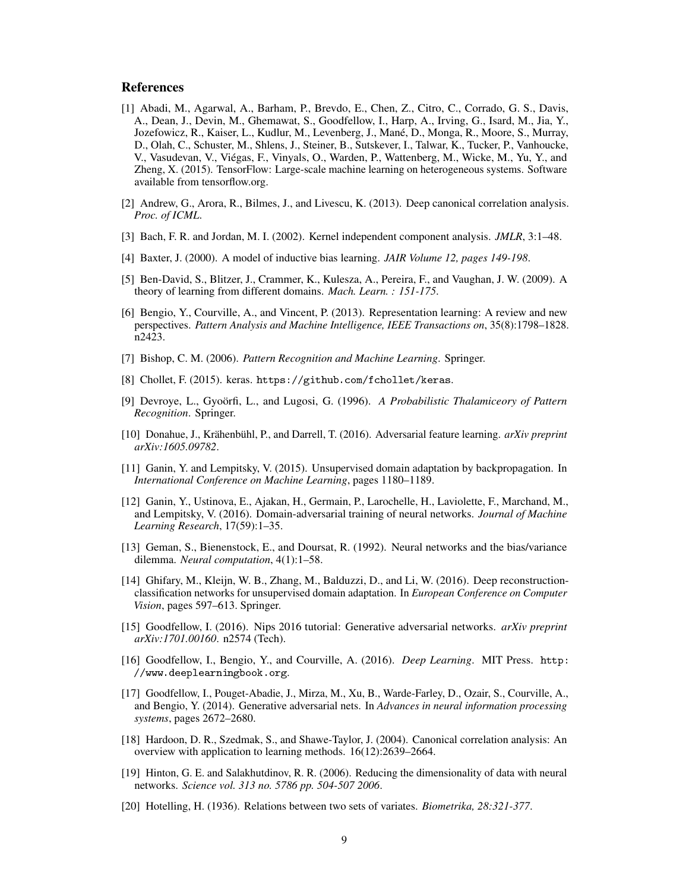## References

[1] Abadi, M., Agarwal, A., Barham, P., Brevdo, E., Chen, Z., Citro, C., Corrado, G. S., Davis, A., Dean, J., Devin, M., Ghemawat, S., Goodfellow, I., Harp, A., Irving, G., Isard, M., Jia, Y., Jozefowicz, R., Kaiser, L., Kudlur, M., Levenberg, J., Mané, D., Monga, R., Moore, S., Murray, D., Olah, C., Schuster, M., Shlens, J., Steiner, B., Sutskever, I., Talwar, K., Tucker, P., Vanhoucke, V., Vasudevan, V., Viégas, F., Vinyals, O., Warden, P., Wattenberg, M., Wicke, M., Yu, Y., and Zheng, X. (2015). TensorFlow: Large-scale machine learning on heterogeneous systems. Software available from tensorflow.org.

[2] Andrew, G., Arora, R., Bilmes, J., and Livescu, K. (2013). Deep canonical correlation analysis. *Proc. of ICML*.

[3] Bach, F. R. and Jordan, M. I. (2002). Kernel independent component analysis. *JMLR*, 3:1–48.

[4] Baxter, J. (2000). A model of inductive bias learning. *JAIR Volume 12, pages 149-198*.

[5] Ben-David, S., Blitzer, J., Crammer, K., Kulesza, A., Pereira, F., and Vaughan, J. W. (2009). A theory of learning from different domains. *Mach. Learn. : 151-175*.

[6] Bengio, Y., Courville, A., and Vincent, P. (2013). Representation learning: A review and new perspectives. *Pattern Analysis and Machine Intelligence, IEEE Transactions on*, 35(8):1798–1828. n2423.

[7] Bishop, C. M. (2006). *Pattern Recognition and Machine Learning*. Springer.

[8] Chollet, F. (2015). keras. `https://github.com/fchollet/keras`.

[9] Devroye, L., Gyoörfi, L., and Lugosi, G. (1996). *A Probabilistic Thalamiceory of Pattern Recognition*. Springer.

[10] Donahue, J., Krähenbühl, P., and Darrell, T. (2016). Adversarial feature learning. *arXiv preprint arXiv:1605.09782*.

[11] Ganin, Y. and Lempitsky, V. (2015). Unsupervised domain adaptation by backpropagation. In *International Conference on Machine Learning*, pages 1180–1189.

[12] Ganin, Y., Ustinova, E., Ajakan, H., Germain, P., Larochelle, H., Laviolette, F., Marchand, M., and Lempitsky, V. (2016). Domain-adversarial training of neural networks. *Journal of Machine Learning Research*, 17(59):1–35.

[13] Geman, S., Bienenstock, E., and Doursat, R. (1992). Neural networks and the bias/variance dilemma. *Neural computation*, 4(1):1–58.

[14] Ghifary, M., Kleijn, W. B., Zhang, M., Balduzzi, D., and Li, W. (2016). Deep reconstruction-classification networks for unsupervised domain adaptation. In *European Conference on Computer Vision*, pages 597–613. Springer.

[15] Goodfellow, I. (2016). Nips 2016 tutorial: Generative adversarial networks. *arXiv preprint arXiv:1701.00160*. n2574 (Tech).

[16] Goodfellow, I., Bengio, Y., and Courville, A. (2016). *Deep Learning*. MIT Press. `http://www.deeplearningbook.org`.

[17] Goodfellow, I., Pouget-Abadie, J., Mirza, M., Xu, B., Warde-Farley, D., Ozair, S., Courville, A., and Bengio, Y. (2014). Generative adversarial nets. In *Advances in neural information processing systems*, pages 2672–2680.

[18] Hardoon, D. R., Szedmak, S., and Shawe-Taylor, J. (2004). Canonical correlation analysis: An overview with application to learning methods. 16(12):2639–2664.

[19] Hinton, G. E. and Salakhutdinov, R. R. (2006). Reducing the dimensionality of data with neural networks. *Science vol. 313 no. 5786 pp. 504-507 2006*.

[20] Hotelling, H. (1936). Relations between two sets of variates. *Biometrika, 28:321-377*.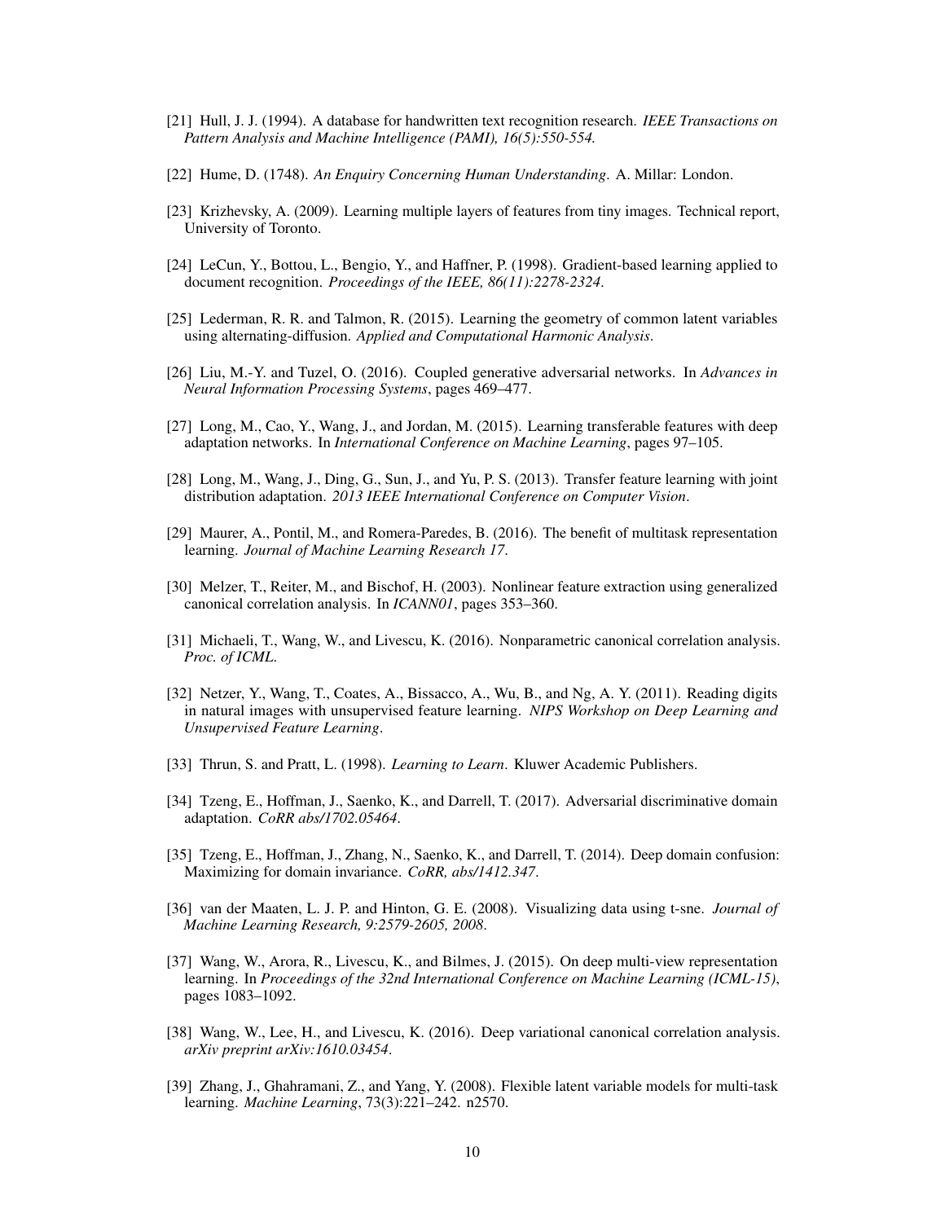[21] Hull, J. J. (1994). A database for handwritten text recognition research. *IEEE Transactions on Pattern Analysis and Machine Intelligence (PAMI), 16(5):550-554.*

[22] Hume, D. (1748). *An Enquiry Concerning Human Understanding*. A. Millar: London.

[23] Krizhevsky, A. (2009). Learning multiple layers of features from tiny images. Technical report, University of Toronto.

[24] LeCun, Y., Bottou, L., Bengio, Y., and Haffner, P. (1998). Gradient-based learning applied to document recognition. *Proceedings of the IEEE, 86(11):2278-2324*.

[25] Lederman, R. R. and Talmon, R. (2015). Learning the geometry of common latent variables using alternating-diffusion. *Applied and Computational Harmonic Analysis*.

[26] Liu, M.-Y. and Tuzel, O. (2016). Coupled generative adversarial networks. In *Advances in Neural Information Processing Systems*, pages 469–477.

[27] Long, M., Cao, Y., Wang, J., and Jordan, M. (2015). Learning transferable features with deep adaptation networks. In *International Conference on Machine Learning*, pages 97–105.

[28] Long, M., Wang, J., Ding, G., Sun, J., and Yu, P. S. (2013). Transfer feature learning with joint distribution adaptation. *2013 IEEE International Conference on Computer Vision*.

[29] Maurer, A., Pontil, M., and Romera-Paredes, B. (2016). The benefit of multitask representation learning. *Journal of Machine Learning Research 17*.

[30] Melzer, T., Reiter, M., and Bischof, H. (2003). Nonlinear feature extraction using generalized canonical correlation analysis. In *ICANN01*, pages 353–360.

[31] Michaeli, T., Wang, W., and Livescu, K. (2016). Nonparametric canonical correlation analysis. *Proc. of ICML*.

[32] Netzer, Y., Wang, T., Coates, A., Bissacco, A., Wu, B., and Ng, A. Y. (2011). Reading digits in natural images with unsupervised feature learning. *NIPS Workshop on Deep Learning and Unsupervised Feature Learning*.

[33] Thrun, S. and Pratt, L. (1998). *Learning to Learn*. Kluwer Academic Publishers.

[34] Tzeng, E., Hoffman, J., Saenko, K., and Darrell, T. (2017). Adversarial discriminative domain adaptation. *CoRR abs/1702.05464*.

[35] Tzeng, E., Hoffman, J., Zhang, N., Saenko, K., and Darrell, T. (2014). Deep domain confusion: Maximizing for domain invariance. *CoRR, abs/1412.347*.

[36] van der Maaten, L. J. P. and Hinton, G. E. (2008). Visualizing data using t-sne. *Journal of Machine Learning Research, 9:2579-2605, 2008*.

[37] Wang, W., Arora, R., Livescu, K., and Bilmes, J. (2015). On deep multi-view representation learning. In *Proceedings of the 32nd International Conference on Machine Learning (ICML-15)*, pages 1083–1092.

[38] Wang, W., Lee, H., and Livescu, K. (2016). Deep variational canonical correlation analysis. *arXiv preprint arXiv:1610.03454*.

[39] Zhang, J., Ghahramani, Z., and Yang, Y. (2008). Flexible latent variable models for multi-task learning. *Machine Learning*, 73(3):221–242. n2570.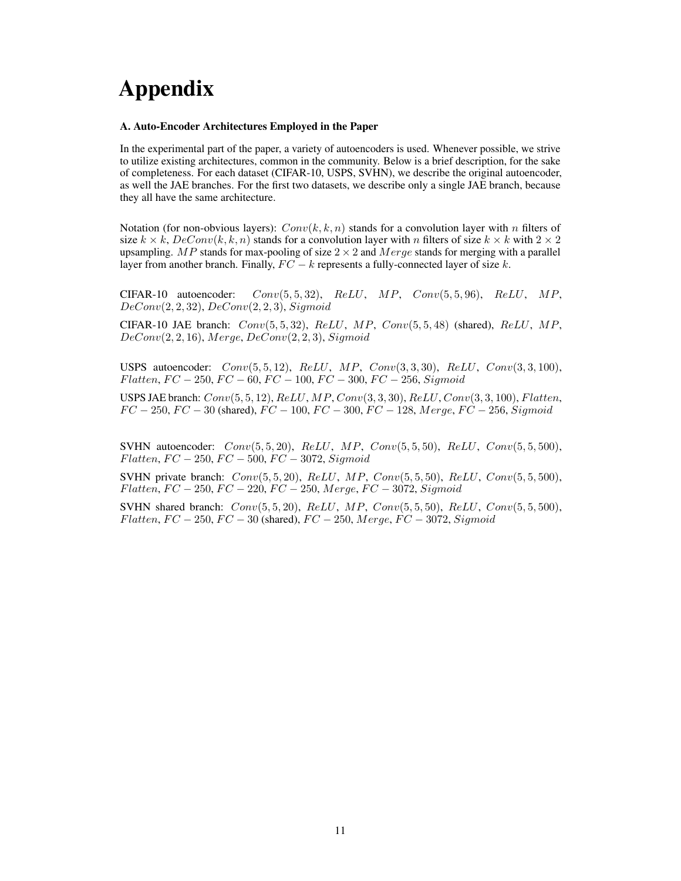# Appendix

### A. Auto-Encoder Architectures Employed in the Paper

In the experimental part of the paper, a variety of autoencoders is used. Whenever possible, we strive to utilize existing architectures, common in the community. Below is a brief description, for the sake of completeness. For each dataset (CIFAR-10, USPS, SVHN), we describe the original autoencoder, as well the JAE branches. For the first two datasets, we describe only a single JAE branch, because they all have the same architecture.

Notation (for non-obvious layers): $Conv(k, k, n)$ stands for a convolution layer with $n$ filters of size $k \times k$, $DeConv(k, k, n)$ stands for a convolution layer with $n$ filters of size $k \times k$ with $2 \times 2$ upsampling. $MP$ stands for max-pooling of size $2 \times 2$ and $Merge$ stands for merging with a parallel layer from another branch. Finally, $FC - k$ represents a fully-connected layer of size $k$.

CIFAR-10 autoencoder: $Conv(5, 5, 32)$, $ReLU$, $MP$, $Conv(5, 5, 96)$, $ReLU$, $MP$, $DeConv(2, 2, 32)$, $DeConv(2, 2, 3)$, $Sigmoid$

CIFAR-10 JAE branch: $Conv(5, 5, 32)$, $ReLU$, $MP$, $Conv(5, 5, 48)$ (shared), $ReLU$, $MP$, $DeConv(2, 2, 16)$, $Merge$, $DeConv(2, 2, 3)$, $Sigmoid$

USPS autoencoder: $Conv(5, 5, 12)$, $ReLU$, $MP$, $Conv(3, 3, 30)$, $ReLU$, $Conv(3, 3, 100)$, $Flatten$, $FC - 250$, $FC - 60$, $FC - 100$, $FC - 300$, $FC - 256$, $Sigmoid$

USPS JAE branch: $Conv(5, 5, 12)$, $ReLU$, $MP$, $Conv(3, 3, 30)$, $ReLU$, $Conv(3, 3, 100)$, $Flatten$, $FC - 250$, $FC - 30$ (shared), $FC - 100$, $FC - 300$, $FC - 128$, $Merge$, $FC - 256$, $Sigmoid$

SVHN autoencoder: $Conv(5, 5, 20)$, $ReLU$, $MP$, $Conv(5, 5, 50)$, $ReLU$, $Conv(5, 5, 500)$, $Flatten$, $FC - 250$, $FC - 500$, $FC - 3072$, $Sigmoid$

SVHN private branch: $Conv(5, 5, 20)$, $ReLU$, $MP$, $Conv(5, 5, 50)$, $ReLU$, $Conv(5, 5, 500)$, $Flatten$, $FC - 250$, $FC - 220$, $FC - 250$, $Merge$, $FC - 3072$, $Sigmoid$

SVHN shared branch: $Conv(5, 5, 20)$, $ReLU$, $MP$, $Conv(5, 5, 50)$, $ReLU$, $Conv(5, 5, 500)$, $Flatten$, $FC - 250$, $FC - 30$ (shared), $FC - 250$, $Merge$, $FC - 3072$, $Sigmoid$